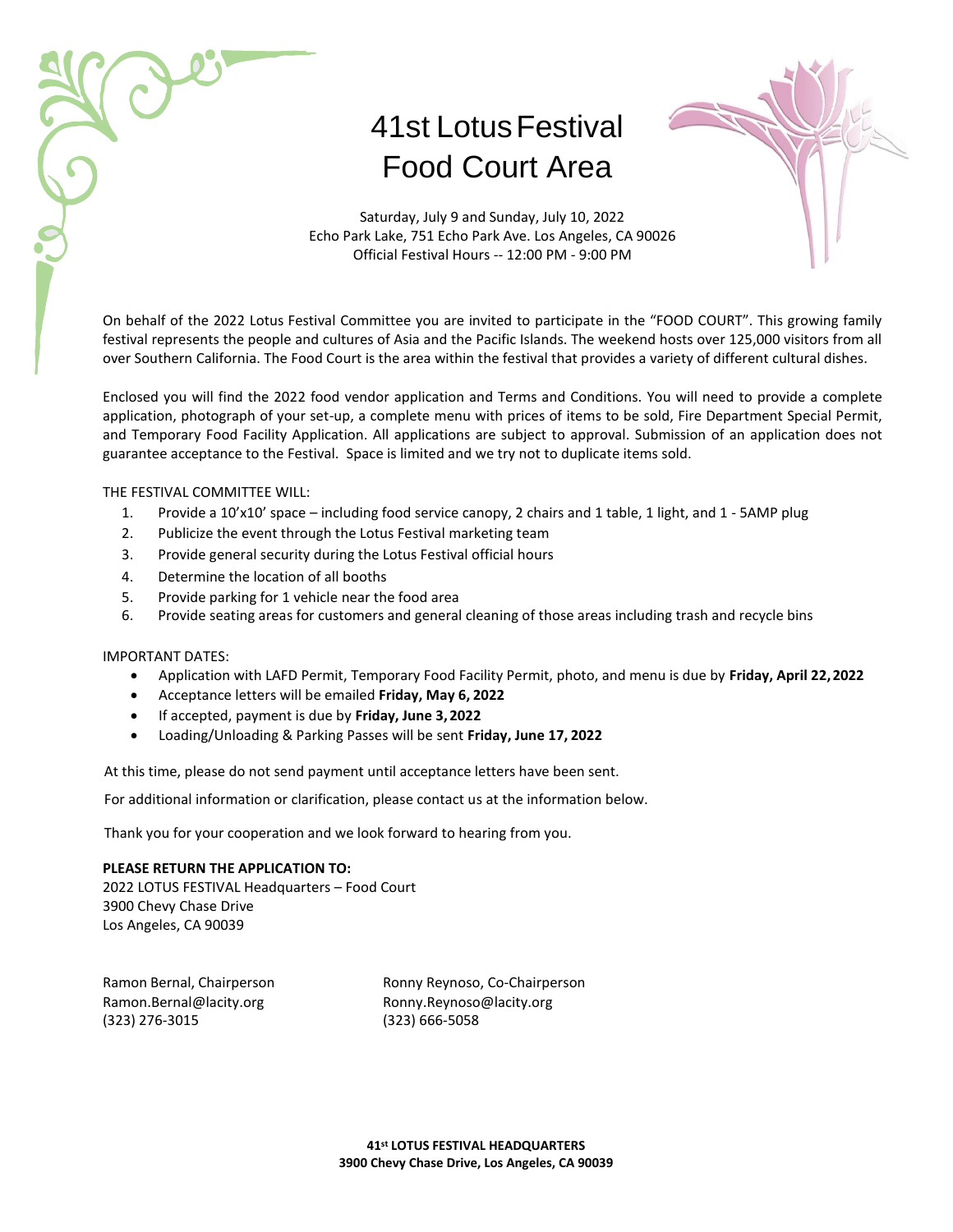# 41st Lotus Festival Food Court Area

Saturday, July 9 and Sunday, July 10, 2022
Echo Park Lake, 751 Echo Park Ave. Los Angeles, CA 90026
Official Festival Hours -- 12:00 PM - 9:00 PM

On behalf of the 2022 Lotus Festival Committee you are invited to participate in the "FOOD COURT". This growing family festival represents the people and cultures of Asia and the Pacific Islands. The weekend hosts over 125,000 visitors from all over Southern California. The Food Court is the area within the festival that provides a variety of different cultural dishes.

Enclosed you will find the 2022 food vendor application and Terms and Conditions. You will need to provide a complete application, photograph of your set-up, a complete menu with prices of items to be sold, Fire Department Special Permit, and Temporary Food Facility Application. All applications are subject to approval. Submission of an application does not guarantee acceptance to the Festival. Space is limited and we try not to duplicate items sold.

THE FESTIVAL COMMITTEE WILL:

1. Provide a 10'x10' space – including food service canopy, 2 chairs and 1 table, 1 light, and 1 - 5AMP plug
2. Publicize the event through the Lotus Festival marketing team
3. Provide general security during the Lotus Festival official hours
4. Determine the location of all booths
5. Provide parking for 1 vehicle near the food area
6. Provide seating areas for customers and general cleaning of those areas including trash and recycle bins

IMPORTANT DATES:

- Application with LAFD Permit, Temporary Food Facility Permit, photo, and menu is due by **Friday, April 22, 2022**
- Acceptance letters will be emailed **Friday, May 6, 2022**
- If accepted, payment is due by **Friday, June 3, 2022**
- Loading/Unloading & Parking Passes will be sent **Friday, June 17, 2022**

At this time, please do not send payment until acceptance letters have been sent.

For additional information or clarification, please contact us at the information below.

Thank you for your cooperation and we look forward to hearing from you.

**PLEASE RETURN THE APPLICATION TO:**
2022 LOTUS FESTIVAL Headquarters – Food Court
3900 Chevy Chase Drive
Los Angeles, CA 90039

Ramon Bernal, Chairperson
Ramon.Bernal@lacity.org
(323) 276-3015

Ronny Reynoso, Co-Chairperson
Ronny.Reynoso@lacity.org
(323) 666-5058

**41st LOTUS FESTIVAL HEADQUARTERS**
**3900 Chevy Chase Drive, Los Angeles, CA 90039**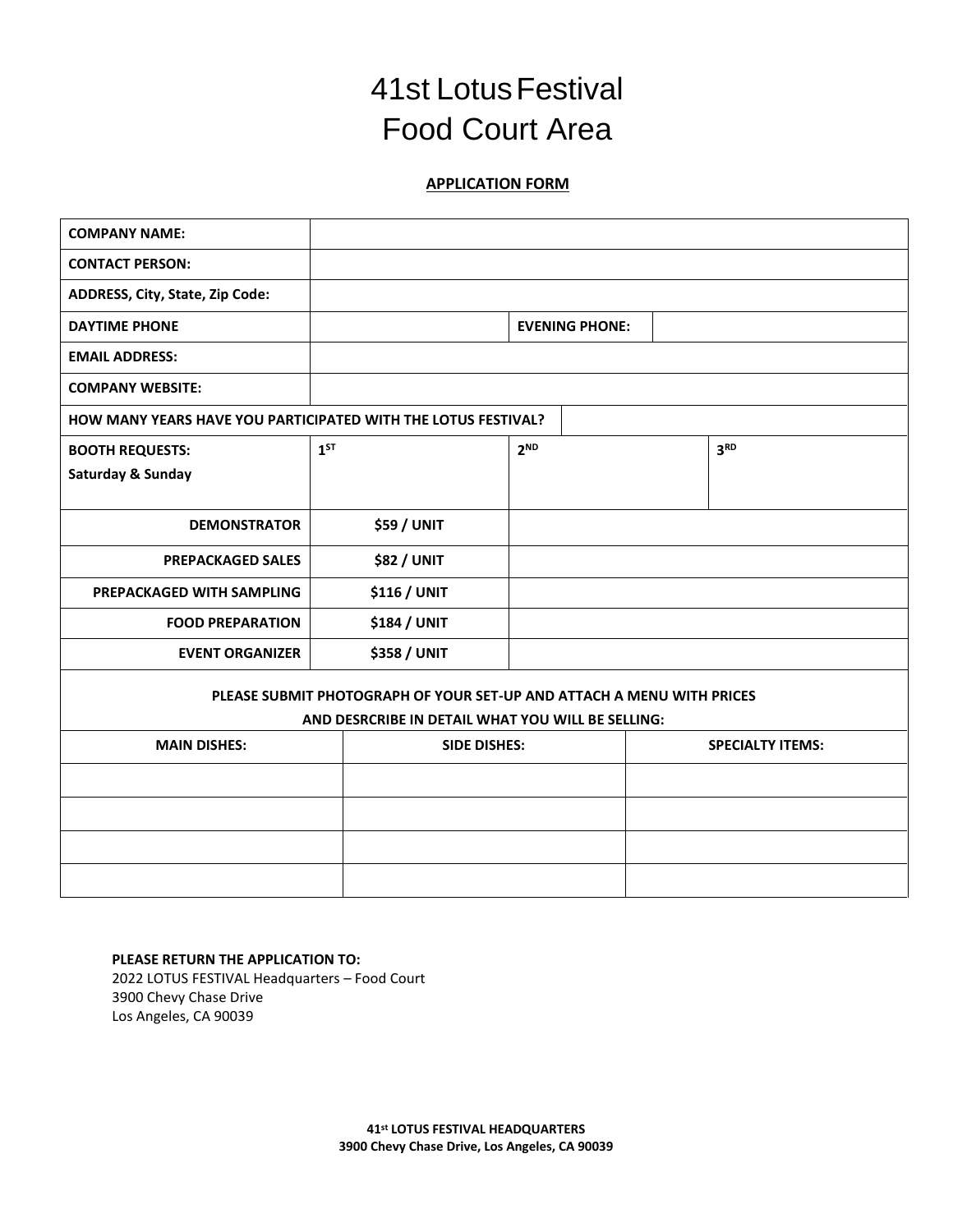# 41st Lotus Festival
# Food Court Area

**APPLICATION FORM**

| | | | | |
|---|---|---|---|---|
| **COMPANY NAME:** | | | | |
| **CONTACT PERSON:** | | | | |
| **ADDRESS, City, State, Zip Code:** | | | | |
| **DAYTIME PHONE** | | **EVENING PHONE:** | | |
| **EMAIL ADDRESS:** | | | | |
| **COMPANY WEBSITE:** | | | | |
| **HOW MANY YEARS HAVE YOU PARTICIPATED WITH THE LOTUS FESTIVAL?** | | | | |
| **BOOTH REQUESTS:** **Saturday & Sunday** | **1ST** | **2ND** | | **3RD** |
| **DEMONSTRATOR** | **$59 / UNIT** | | | |
| **PREPACKAGED SALES** | **$82 / UNIT** | | | |
| **PREPACKAGED WITH SAMPLING** | **$116 / UNIT** | | | |
| **FOOD PREPARATION** | **$184 / UNIT** | | | |
| **EVENT ORGANIZER** | **$358 / UNIT** | | | |

**PLEASE SUBMIT PHOTOGRAPH OF YOUR SET-UP AND ATTACH A MENU WITH PRICES AND DESRCRIBE IN DETAIL WHAT YOU WILL BE SELLING:**

| MAIN DISHES: | SIDE DISHES: | SPECIALTY ITEMS: |
|---|---|---|
| | | |
| | | |
| | | |
| | | |

**PLEASE RETURN THE APPLICATION TO:**
2022 LOTUS FESTIVAL Headquarters – Food Court
3900 Chevy Chase Drive
Los Angeles, CA 90039

**41st LOTUS FESTIVAL HEADQUARTERS**
**3900 Chevy Chase Drive, Los Angeles, CA 90039**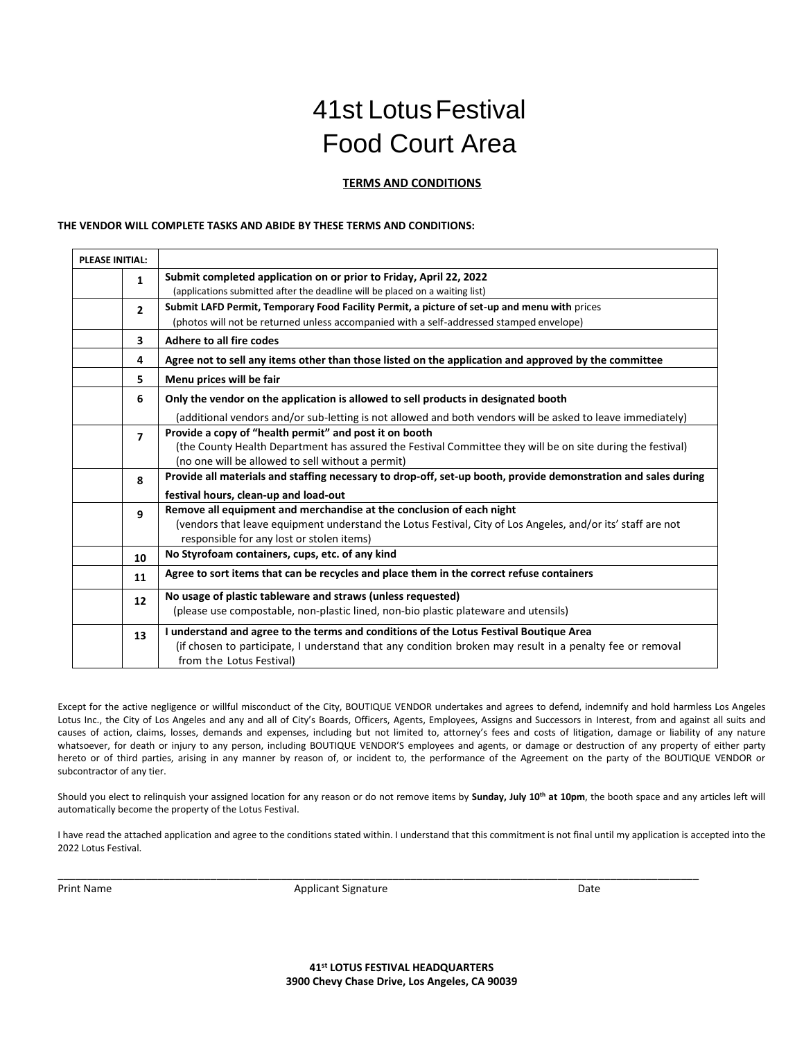# 41st Lotus Festival
# Food Court Area

**TERMS AND CONDITIONS**

**THE VENDOR WILL COMPLETE TASKS AND ABIDE BY THESE TERMS AND CONDITIONS:**

| PLEASE INITIAL: | | |
|---|---|---|
| | 1 | **Submit completed application on or prior to Friday, April 22, 2022** (applications submitted after the deadline will be placed on a waiting list) |
| | 2 | **Submit LAFD Permit, Temporary Food Facility Permit, a picture of set-up and menu with** prices (photos will not be returned unless accompanied with a self-addressed stamped envelope) |
| | 3 | **Adhere to all fire codes** |
| | 4 | **Agree not to sell any items other than those listed on the application and approved by the committee** |
| | 5 | **Menu prices will be fair** |
| | 6 | **Only the vendor on the application is allowed to sell products in designated booth** (additional vendors and/or sub-letting is not allowed and both vendors will be asked to leave immediately) |
| | 7 | **Provide a copy of "health permit" and post it on booth** (the County Health Department has assured the Festival Committee they will be on site during the festival) (no one will be allowed to sell without a permit) |
| | 8 | **Provide all materials and staffing necessary to drop-off, set-up booth, provide demonstration and sales during festival hours, clean-up and load-out** |
| | 9 | **Remove all equipment and merchandise at the conclusion of each night** (vendors that leave equipment understand the Lotus Festival, City of Los Angeles, and/or its' staff are not responsible for any lost or stolen items) |
| | 10 | **No Styrofoam containers, cups, etc. of any kind** |
| | 11 | **Agree to sort items that can be recycles and place them in the correct refuse containers** |
| | 12 | **No usage of plastic tableware and straws (unless requested)** (please use compostable, non-plastic lined, non-bio plastic plateware and utensils) |
| | 13 | **I understand and agree to the terms and conditions of the Lotus Festival Boutique Area** (if chosen to participate, I understand that any condition broken may result in a penalty fee or removal from the Lotus Festival) |

Except for the active negligence or willful misconduct of the City, BOUTIQUE VENDOR undertakes and agrees to defend, indemnify and hold harmless Los Angeles Lotus Inc., the City of Los Angeles and any and all of City's Boards, Officers, Agents, Employees, Assigns and Successors in Interest, from and against all suits and causes of action, claims, losses, demands and expenses, including but not limited to, attorney's fees and costs of litigation, damage or liability of any nature whatsoever, for death or injury to any person, including BOUTIQUE VENDOR'S employees and agents, or damage or destruction of any property of either party hereto or of third parties, arising in any manner by reason of, or incident to, the performance of the Agreement on the party of the BOUTIQUE VENDOR or subcontractor of any tier.

Should you elect to relinquish your assigned location for any reason or do not remove items by **Sunday, July 10th at 10pm**, the booth space and any articles left will automatically become the property of the Lotus Festival.

I have read the attached application and agree to the conditions stated within. I understand that this commitment is not final until my application is accepted into the 2022 Lotus Festival.

\_\_\_\_\_\_\_\_\_\_\_\_\_\_\_\_\_\_\_\_\_\_\_\_\_\_\_\_\_\_\_\_\_\_\_\_\_\_\_\_\_\_\_\_\_\_\_\_\_\_\_\_\_\_\_\_\_\_\_\_\_\_\_\_\_\_\_\_\_\_\_\_

Print Name Applicant Signature Date

**41st LOTUS FESTIVAL HEADQUARTERS**
**3900 Chevy Chase Drive, Los Angeles, CA 90039**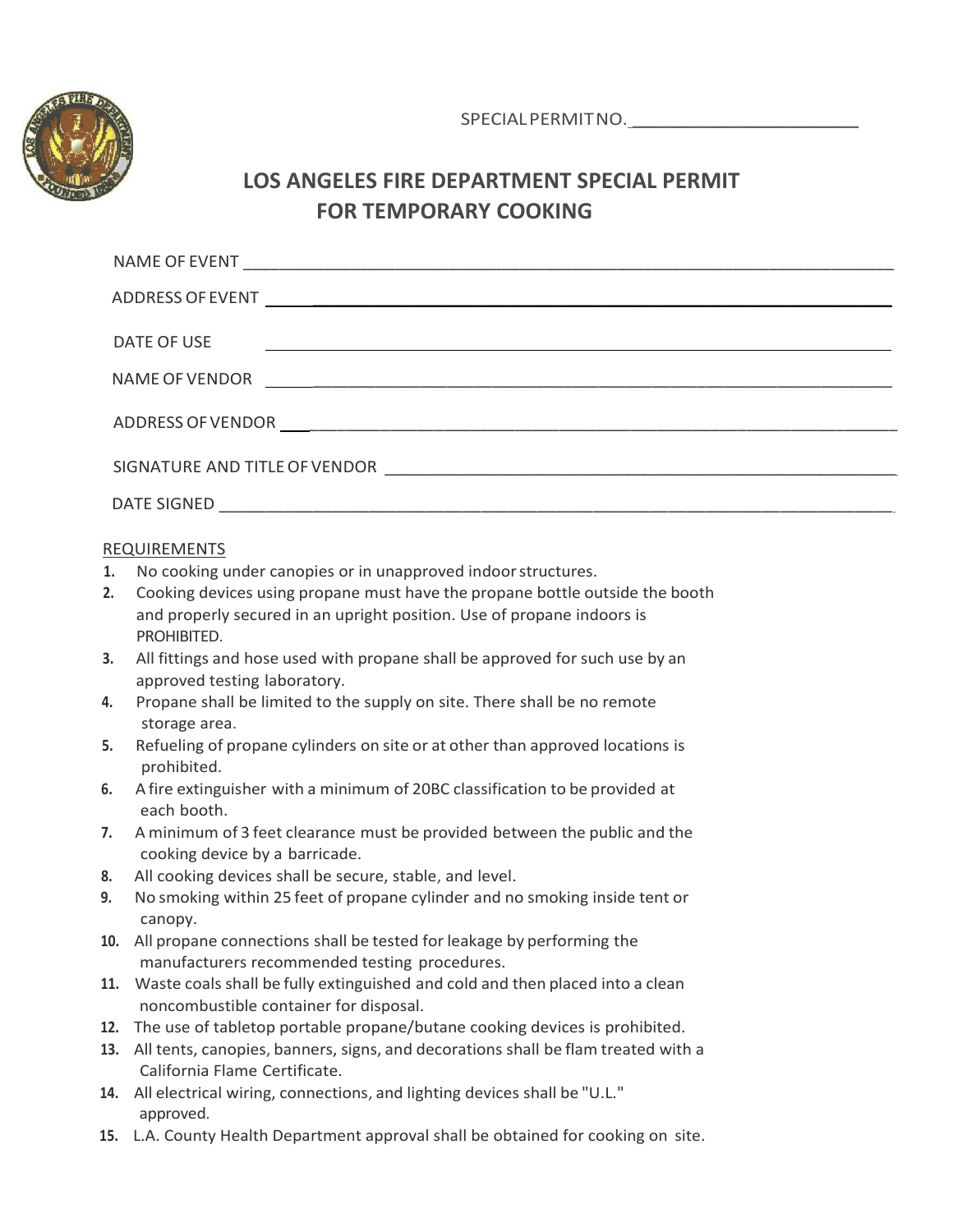SPECIAL PERMIT NO. ______________________

# LOS ANGELES FIRE DEPARTMENT SPECIAL PERMIT FOR TEMPORARY COOKING

NAME OF EVENT ______________________________________________________________

ADDRESS OF EVENT ______________________________________________________________

DATE OF USE ______________________________________________________________

NAME OF VENDOR ______________________________________________________________

ADDRESS OF VENDOR ______________________________________________________________

SIGNATURE AND TITLE OF VENDOR ______________________________________________________

DATE SIGNED ______________________________________________________________

REQUIREMENTS

1. No cooking under canopies or in unapproved indoor structures.
2. Cooking devices using propane must have the propane bottle outside the booth and properly secured in an upright position. Use of propane indoors is PROHIBITED.
3. All fittings and hose used with propane shall be approved for such use by an approved testing laboratory.
4. Propane shall be limited to the supply on site. There shall be no remote storage area.
5. Refueling of propane cylinders on site or at other than approved locations is prohibited.
6. A fire extinguisher with a minimum of 20BC classification to be provided at each booth.
7. A minimum of 3 feet clearance must be provided between the public and the cooking device by a barricade.
8. All cooking devices shall be secure, stable, and level.
9. No smoking within 25 feet of propane cylinder and no smoking inside tent or canopy.
10. All propane connections shall be tested for leakage by performing the manufacturers recommended testing procedures.
11. Waste coals shall be fully extinguished and cold and then placed into a clean noncombustible container for disposal.
12. The use of tabletop portable propane/butane cooking devices is prohibited.
13. All tents, canopies, banners, signs, and decorations shall be flam treated with a California Flame Certificate.
14. All electrical wiring, connections, and lighting devices shall be "U.L." approved.
15. L.A. County Health Department approval shall be obtained for cooking on site.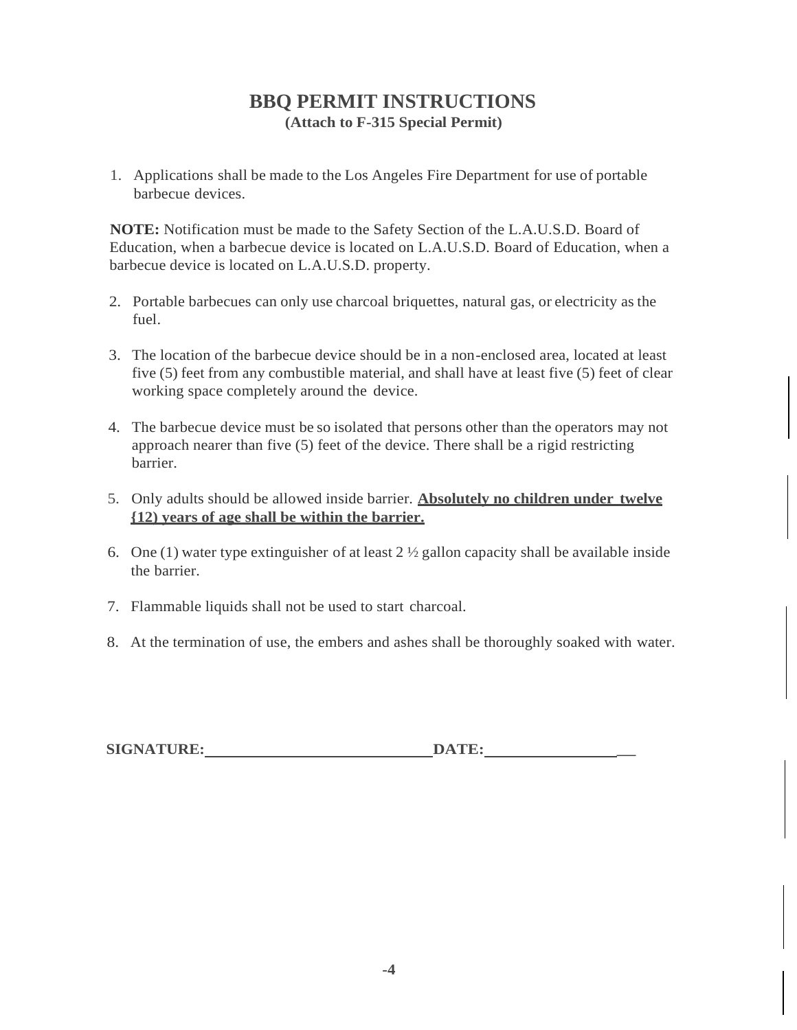# BBQ PERMIT INSTRUCTIONS

**(Attach to F-315 Special Permit)**

1. Applications shall be made to the Los Angeles Fire Department for use of portable barbecue devices.

**NOTE:** Notification must be made to the Safety Section of the L.A.U.S.D. Board of Education, when a barbecue device is located on L.A.U.S.D. Board of Education, when a barbecue device is located on L.A.U.S.D. property.

2. Portable barbecues can only use charcoal briquettes, natural gas, or electricity as the fuel.
3. The location of the barbecue device should be in a non-enclosed area, located at least five (5) feet from any combustible material, and shall have at least five (5) feet of clear working space completely around the device.
4. The barbecue device must be so isolated that persons other than the operators may not approach nearer than five (5) feet of the device. There shall be a rigid restricting barrier.
5. Only adults should be allowed inside barrier. **Absolutely no children under twelve {12) years of age shall be within the barrier.**
6. One (1) water type extinguisher of at least 2 ½ gallon capacity shall be available inside the barrier.
7. Flammable liquids shall not be used to start charcoal.
8. At the termination of use, the embers and ashes shall be thoroughly soaked with water.

**SIGNATURE:**\_\_\_\_\_\_\_\_\_\_\_\_\_\_\_\_\_\_\_\_\_\_\_\_\_\_\_\_ **DATE:**\_\_\_\_\_\_\_\_\_\_\_\_\_\_\_\_\_\_